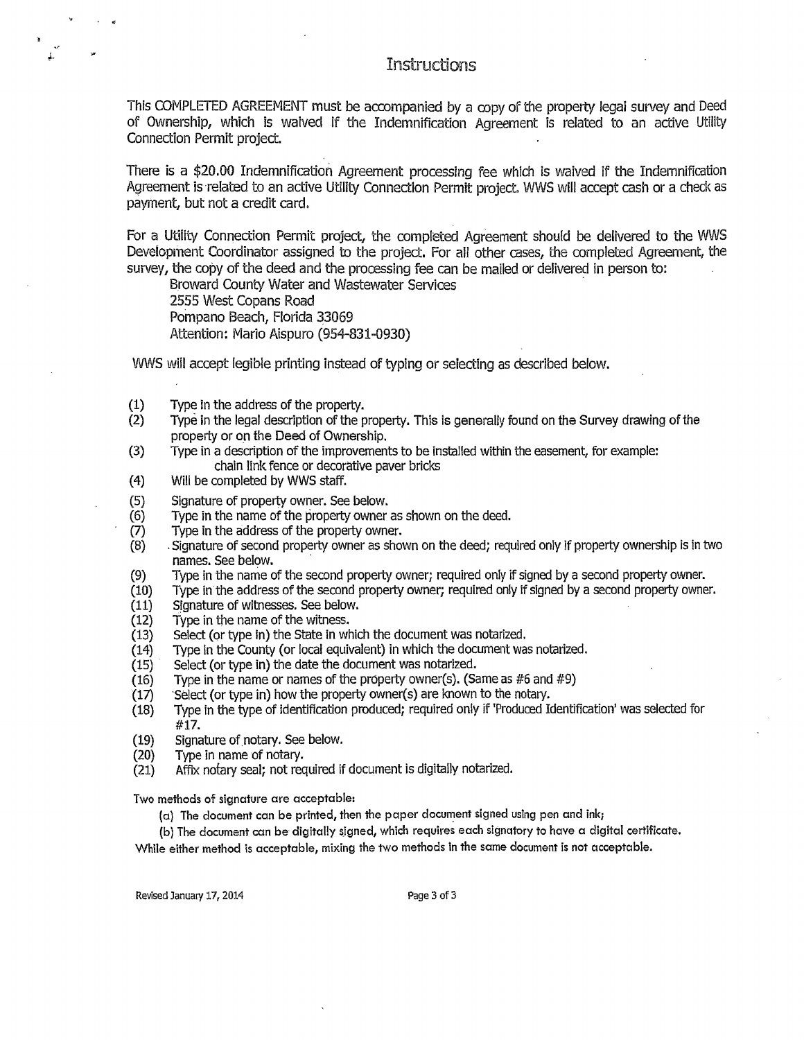# Instructions

This COMPLETED AGREEMENT must be accompanied by a copy of the property legal survey and Deed of Ownership, which is waived if the Indemnification Agreement is related to an active Utility Connection Permit project.

There is a $20.00 Indemnification Agreement processing fee which is waived if the Indemnification Agreement is related to an active Utility Connection Permit project. WWS will accept cash or a check as payment, but not a credit card.

For a Utility Connection Permit project, the completed Agreement should be delivered to the WWS Development Coordinator assigned to the project. For all other cases, the completed Agreement, the survey, the copy of the deed and the processing fee can be mailed or delivered in person to:

Broward County Water and Wastewater Services
2555 West Copans Road
Pompano Beach, Florida 33069
Attention: Mario Aispuro (954-831-0930)

WWS will accept legible printing instead of typing or selecting as described below.

(1) Type in the address of the property.
(2) Type in the legal description of the property. This is generally found on the Survey drawing of the property or on the Deed of Ownership.
(3) Type in a description of the improvements to be installed within the easement, for example: chain link fence or decorative paver bricks
(4) Will be completed by WWS staff.
(5) Signature of property owner. See below.
(6) Type in the name of the property owner as shown on the deed.
(7) Type in the address of the property owner.
(8) Signature of second property owner as shown on the deed; required only if property ownership is in two names. See below.
(9) Type in the name of the second property owner; required only if signed by a second property owner.
(10) Type in the address of the second property owner; required only if signed by a second property owner.
(11) Signature of witnesses. See below.
(12) Type in the name of the witness.
(13) Select (or type in) the State in which the document was notarized.
(14) Type in the County (or local equivalent) in which the document was notarized.
(15) Select (or type in) the date the document was notarized.
(16) Type in the name or names of the property owner(s). (Same as #6 and #9)
(17) Select (or type in) how the property owner(s) are known to the notary.
(18) Type in the type of identification produced; required only if 'Produced Identification' was selected for #17.
(19) Signature of notary. See below.
(20) Type in name of notary.
(21) Affix notary seal; not required if document is digitally notarized.

Two methods of signature are acceptable:

(a) The document can be printed, then the paper document signed using pen and ink;
(b) The document can be digitally signed, which requires each signatory to have a digital certificate.

While either method is acceptable, mixing the two methods in the same document is not acceptable.

Revised January 17, 2014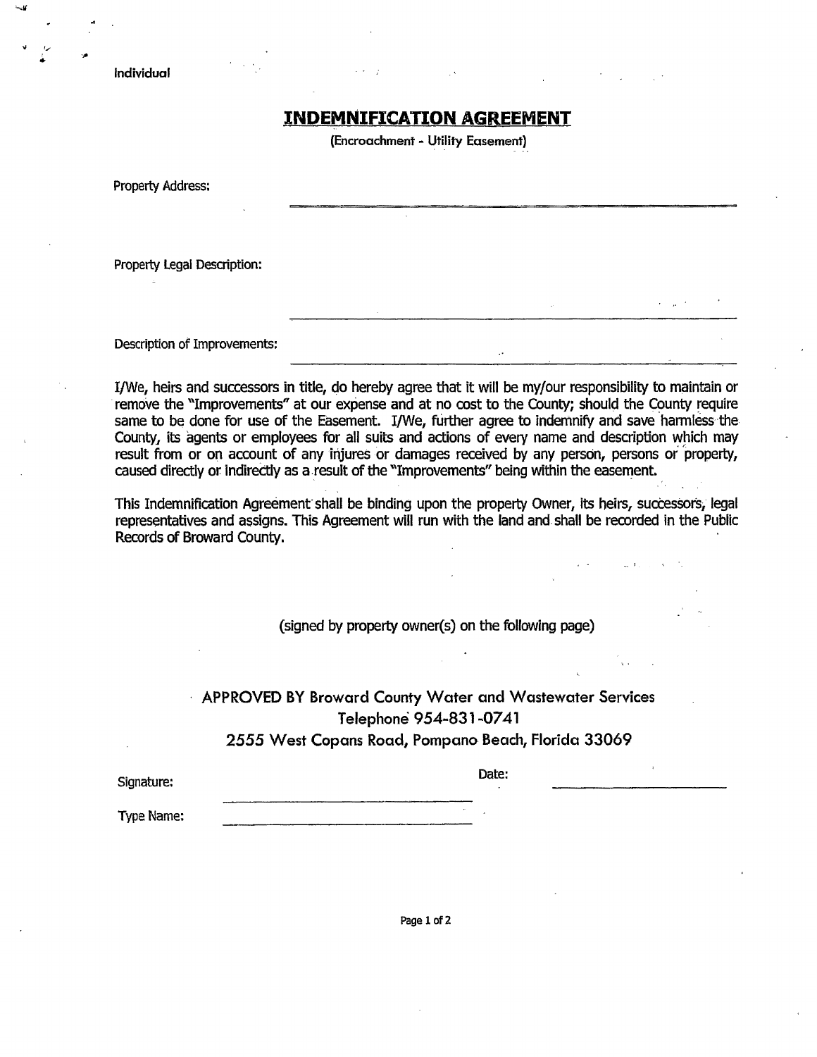Individual

# INDEMNIFICATION AGREEMENT

(Encroachment - Utility Easement)

Property Address: \_\_\_\_\_\_\_\_\_\_\_\_\_\_\_\_\_\_\_\_\_\_\_\_\_\_\_\_\_\_\_\_\_\_\_\_\_\_\_\_

Property Legal Description: \_\_\_\_\_\_\_\_\_\_\_\_\_\_\_\_\_\_\_\_\_\_\_\_\_\_\_\_\_\_\_\_\_\_\_\_\_\_\_\_

Description of Improvements: \_\_\_\_\_\_\_\_\_\_\_\_\_\_\_\_\_\_\_\_\_\_\_\_\_\_\_\_\_\_\_\_\_\_\_\_\_\_\_\_

I/We, heirs and successors in title, do hereby agree that it will be my/our responsibility to maintain or remove the "Improvements" at our expense and at no cost to the County; should the County require same to be done for use of the Easement. I/We, further agree to indemnify and save harmless the County, its agents or employees for all suits and actions of every name and description which may result from or on account of any injures or damages received by any person, persons or property, caused directly or indirectly as a result of the "Improvements" being within the easement.

This Indemnification Agreement shall be binding upon the property Owner, its heirs, successors, legal representatives and assigns. This Agreement will run with the land and shall be recorded in the Public Records of Broward County.

(signed by property owner(s) on the following page)

APPROVED BY Broward County Water and Wastewater Services
Telephone 954-831-0741
2555 West Copans Road, Pompano Beach, Florida 33069

Signature: \_\_\_\_\_\_\_\_\_\_\_\_\_\_\_\_\_\_\_\_\_\_\_\_ Date: \_\_\_\_\_\_\_\_\_\_\_\_\_\_\_\_

Type Name: \_\_\_\_\_\_\_\_\_\_\_\_\_\_\_\_\_\_\_\_\_\_\_\_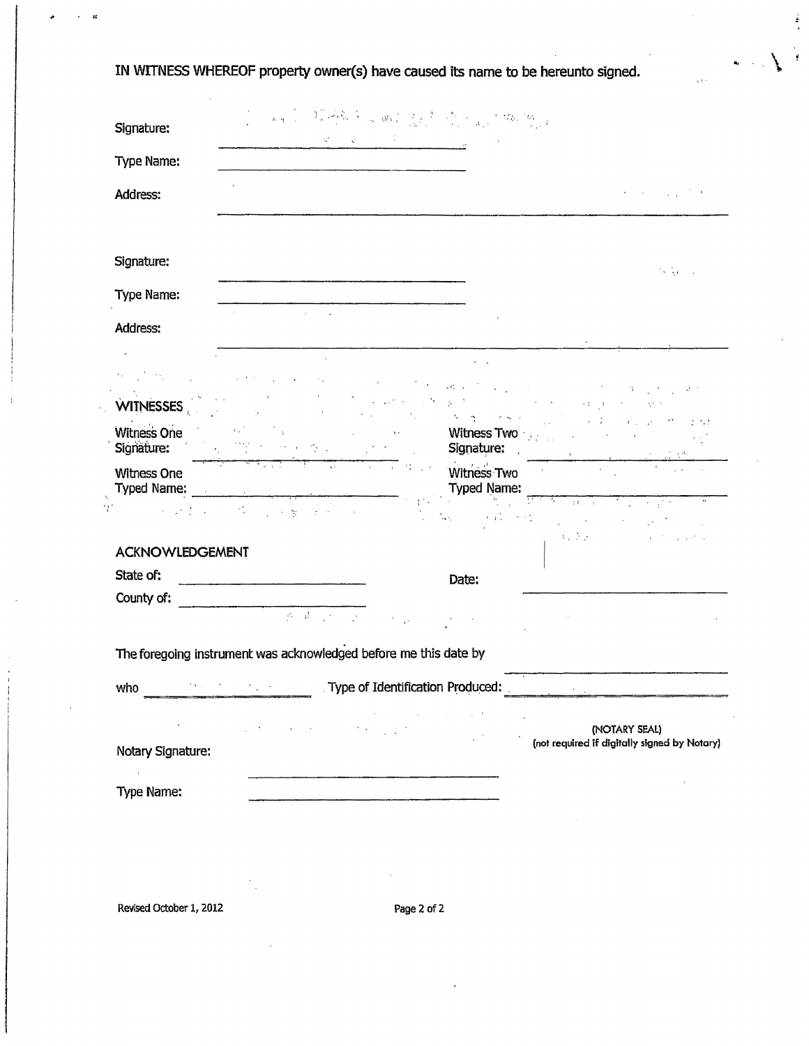IN WITNESS WHEREOF property owner(s) have caused its name to be hereunto signed.

Signature: ______________________________

Type Name: ______________________________

Address: ______________________________________________________________

Signature: ______________________________

Type Name: ______________________________

Address: ______________________________________________________________

**WITNESSES**

Witness One Signature: ______________________________

Witness One Typed Name: ______________________________

Witness Two Signature: ______________________________

Witness Two Typed Name: ______________________________

**ACKNOWLEDGEMENT**

State of: ______________________________

County of: ______________________________

Date: ______________________________

The foregoing instrument was acknowledged before me this date by ______________________________

who ______________________________ Type of Identification Produced: ______________________________

Notary Signature: ______________________________

Type Name: ______________________________

(NOTARY SEAL)
(not required if digitally signed by Notary)

Revised October 1, 2012